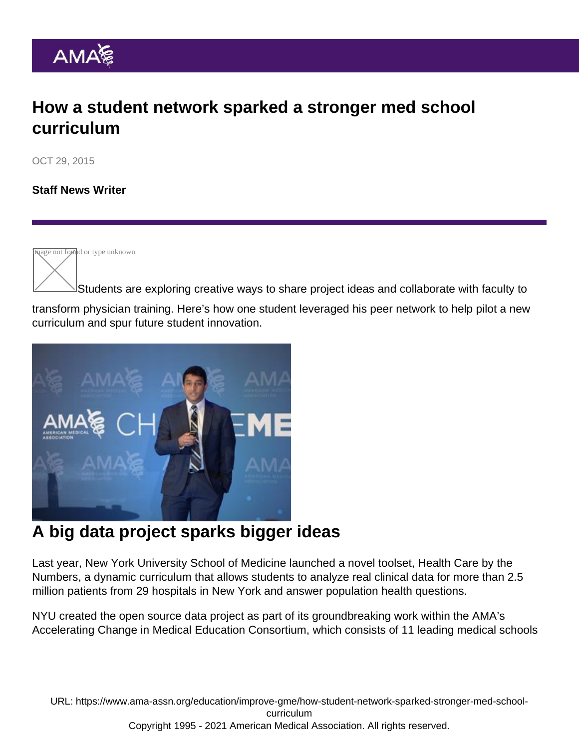# How a student network sparked a stronger med school curriculum

OCT 29, 2015

**Staff News Writer**

Students are exploring creative ways to share project ideas and collaborate with faculty to transform physician training. Here's how one student leveraged his peer network to help pilot a new curriculum and spur future student innovation.

## A big data project sparks bigger ideas

Last year, New York University School of Medicine launched a novel toolset, Health Care by the Numbers, a dynamic curriculum that allows students to analyze real clinical data for more than 2.5 million patients from 29 hospitals in New York and answer population health questions.

NYU created the open source data project as part of its groundbreaking work within the AMA's Accelerating Change in Medical Education Consortium, which consists of 11 leading medical schools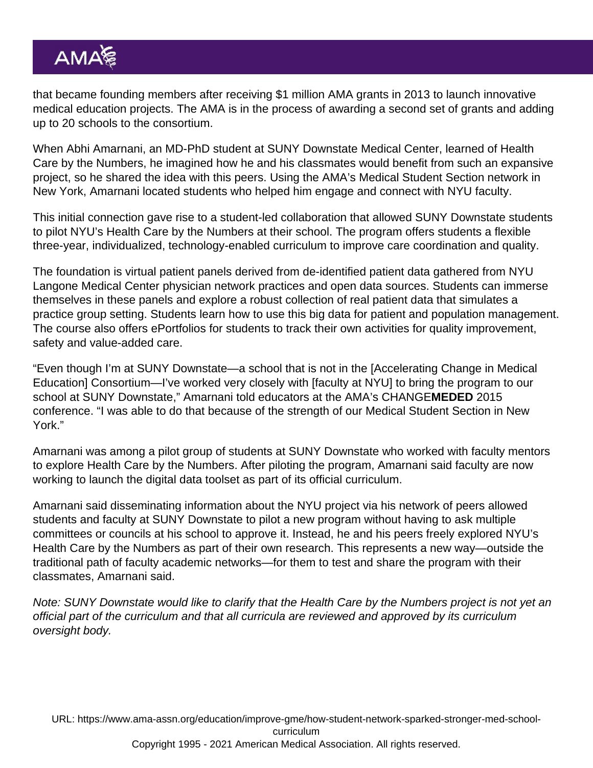that became founding members after receiving $1 million AMA grants in 2013 to launch innovative medical education projects. The AMA is in the process of awarding a second set of grants and adding up to 20 schools to the consortium.

When Abhi Amarnani, an MD-PhD student at SUNY Downstate Medical Center, learned of Health Care by the Numbers, he imagined how he and his classmates would benefit from such an expansive project, so he shared the idea with this peers. Using the AMA's Medical Student Section network in New York, Amarnani located students who helped him engage and connect with NYU faculty.

This initial connection gave rise to a student-led collaboration that allowed SUNY Downstate students to pilot NYU's Health Care by the Numbers at their school. The program offers students a flexible three-year, individualized, technology-enabled curriculum to improve care coordination and quality.

The foundation is virtual patient panels derived from de-identified patient data gathered from NYU Langone Medical Center physician network practices and open data sources. Students can immerse themselves in these panels and explore a robust collection of real patient data that simulates a practice group setting. Students learn how to use this big data for patient and population management. The course also offers ePortfolios for students to track their own activities for quality improvement, safety and value-added care.

"Even though I'm at SUNY Downstate—a school that is not in the [Accelerating Change in Medical Education] Consortium—I've worked very closely with [faculty at NYU] to bring the program to our school at SUNY Downstate," Amarnani told educators at the AMA's CHANGE**MEDED** 2015 conference. "I was able to do that because of the strength of our Medical Student Section in New York."

Amarnani was among a pilot group of students at SUNY Downstate who worked with faculty mentors to explore Health Care by the Numbers. After piloting the program, Amarnani said faculty are now working to launch the digital data toolset as part of its official curriculum.

Amarnani said disseminating information about the NYU project via his network of peers allowed students and faculty at SUNY Downstate to pilot a new program without having to ask multiple committees or councils at his school to approve it. Instead, he and his peers freely explored NYU's Health Care by the Numbers as part of their own research. This represents a new way—outside the traditional path of faculty academic networks—for them to test and share the program with their classmates, Amarnani said.

*Note: SUNY Downstate would like to clarify that the Health Care by the Numbers project is not yet an official part of the curriculum and that all curricula are reviewed and approved by its curriculum oversight body.*